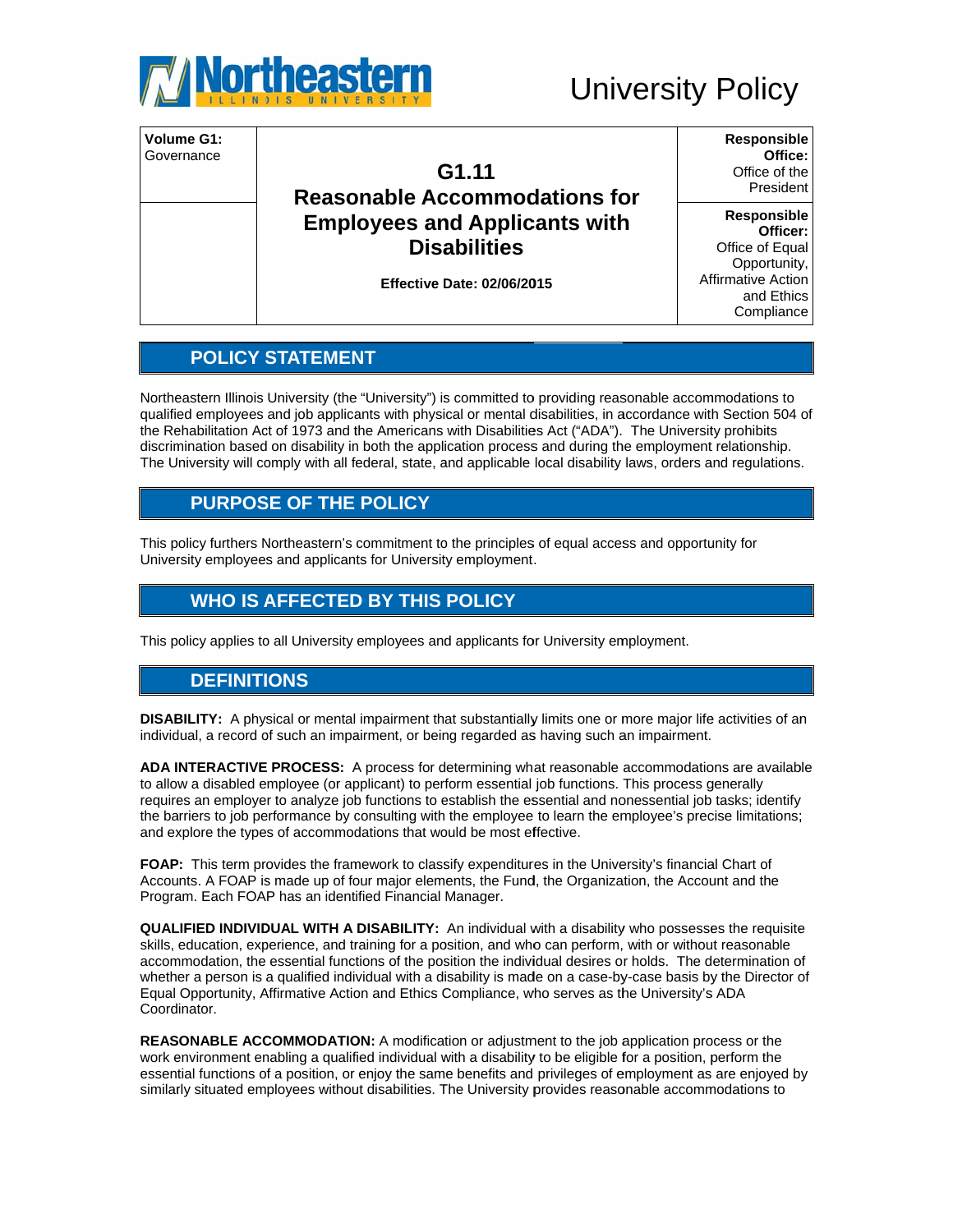Northeastern Illinois University

# University Policy

| Volume G1: Governance | G1.11 Reasonable Accommodations for Employees and Applicants with Disabilities | Responsible Office: Office of the President |
|---|---|---|
| | Effective Date: 02/06/2015 | Responsible Officer: Office of Equal Opportunity, Affirmative Action and Ethics Compliance |

## POLICY STATEMENT

Northeastern Illinois University (the "University") is committed to providing reasonable accommodations to qualified employees and job applicants with physical or mental disabilities, in accordance with Section 504 of the Rehabilitation Act of 1973 and the Americans with Disabilities Act ("ADA"). The University prohibits discrimination based on disability in both the application process and during the employment relationship. The University will comply with all federal, state, and applicable local disability laws, orders and regulations.

## PURPOSE OF THE POLICY

This policy furthers Northeastern's commitment to the principles of equal access and opportunity for University employees and applicants for University employment.

## WHO IS AFFECTED BY THIS POLICY

This policy applies to all University employees and applicants for University employment.

## DEFINITIONS

**DISABILITY:** A physical or mental impairment that substantially limits one or more major life activities of an individual, a record of such an impairment, or being regarded as having such an impairment.

**ADA INTERACTIVE PROCESS:** A process for determining what reasonable accommodations are available to allow a disabled employee (or applicant) to perform essential job functions. This process generally requires an employer to analyze job functions to establish the essential and nonessential job tasks; identify the barriers to job performance by consulting with the employee to learn the employee's precise limitations; and explore the types of accommodations that would be most effective.

**FOAP:** This term provides the framework to classify expenditures in the University's financial Chart of Accounts. A FOAP is made up of four major elements, the Fund, the Organization, the Account and the Program. Each FOAP has an identified Financial Manager.

**QUALIFIED INDIVIDUAL WITH A DISABILITY:** An individual with a disability who possesses the requisite skills, education, experience, and training for a position, and who can perform, with or without reasonable accommodation, the essential functions of the position the individual desires or holds. The determination of whether a person is a qualified individual with a disability is made on a case-by-case basis by the Director of Equal Opportunity, Affirmative Action and Ethics Compliance, who serves as the University's ADA Coordinator.

**REASONABLE ACCOMMODATION:** A modification or adjustment to the job application process or the work environment enabling a qualified individual with a disability to be eligible for a position, perform the essential functions of a position, or enjoy the same benefits and privileges of employment as are enjoyed by similarly situated employees without disabilities. The University provides reasonable accommodations to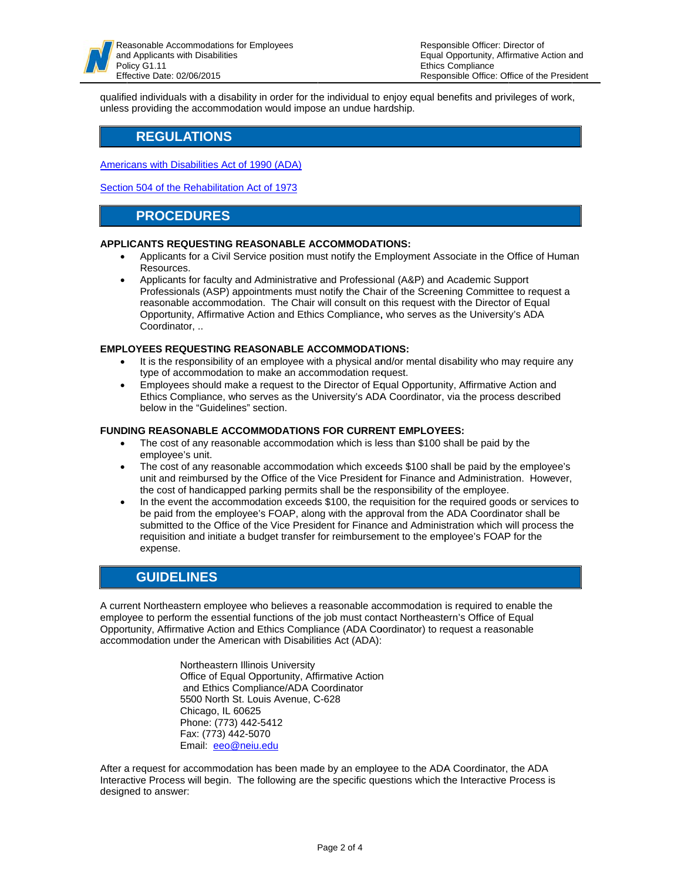qualified individuals with a disability in order for the individual to enjoy equal benefits and privileges of work, unless providing the accommodation would impose an undue hardship.

## REGULATIONS

[Americans with Disabilities Act of 1990 (ADA)]

[Section 504 of the Rehabilitation Act of 1973]

## PROCEDURES

**APPLICANTS REQUESTING REASONABLE ACCOMMODATIONS:**

- Applicants for a Civil Service position must notify the Employment Associate in the Office of Human Resources.
- Applicants for faculty and Administrative and Professional (A&P) and Academic Support Professionals (ASP) appointments must notify the Chair of the Screening Committee to request a reasonable accommodation. The Chair will consult on this request with the Director of Equal Opportunity, Affirmative Action and Ethics Compliance, who serves as the University's ADA Coordinator, ..

**EMPLOYEES REQUESTING REASONABLE ACCOMMODATIONS:**

- It is the responsibility of an employee with a physical and/or mental disability who may require any type of accommodation to make an accommodation request.
- Employees should make a request to the Director of Equal Opportunity, Affirmative Action and Ethics Compliance, who serves as the University's ADA Coordinator, via the process described below in the "Guidelines" section.

**FUNDING REASONABLE ACCOMMODATIONS FOR CURRENT EMPLOYEES:**

- The cost of any reasonable accommodation which is less than $100 shall be paid by the employee's unit.
- The cost of any reasonable accommodation which exceeds $100 shall be paid by the employee's unit and reimbursed by the Office of the Vice President for Finance and Administration. However, the cost of handicapped parking permits shall be the responsibility of the employee.
- In the event the accommodation exceeds $100, the requisition for the required goods or services to be paid from the employee's FOAP, along with the approval from the ADA Coordinator shall be submitted to the Office of the Vice President for Finance and Administration which will process the requisition and initiate a budget transfer for reimbursement to the employee's FOAP for the expense.

## GUIDELINES

A current Northeastern employee who believes a reasonable accommodation is required to enable the employee to perform the essential functions of the job must contact Northeastern's Office of Equal Opportunity, Affirmative Action and Ethics Compliance (ADA Coordinator) to request a reasonable accommodation under the American with Disabilities Act (ADA):

Northeastern Illinois University
Office of Equal Opportunity, Affirmative Action
and Ethics Compliance/ADA Coordinator
5500 North St. Louis Avenue, C-628
Chicago, IL 60625
Phone: (773) 442-5412
Fax: (773) 442-5070
Email: eeo@neiu.edu

After a request for accommodation has been made by an employee to the ADA Coordinator, the ADA Interactive Process will begin. The following are the specific questions which the Interactive Process is designed to answer: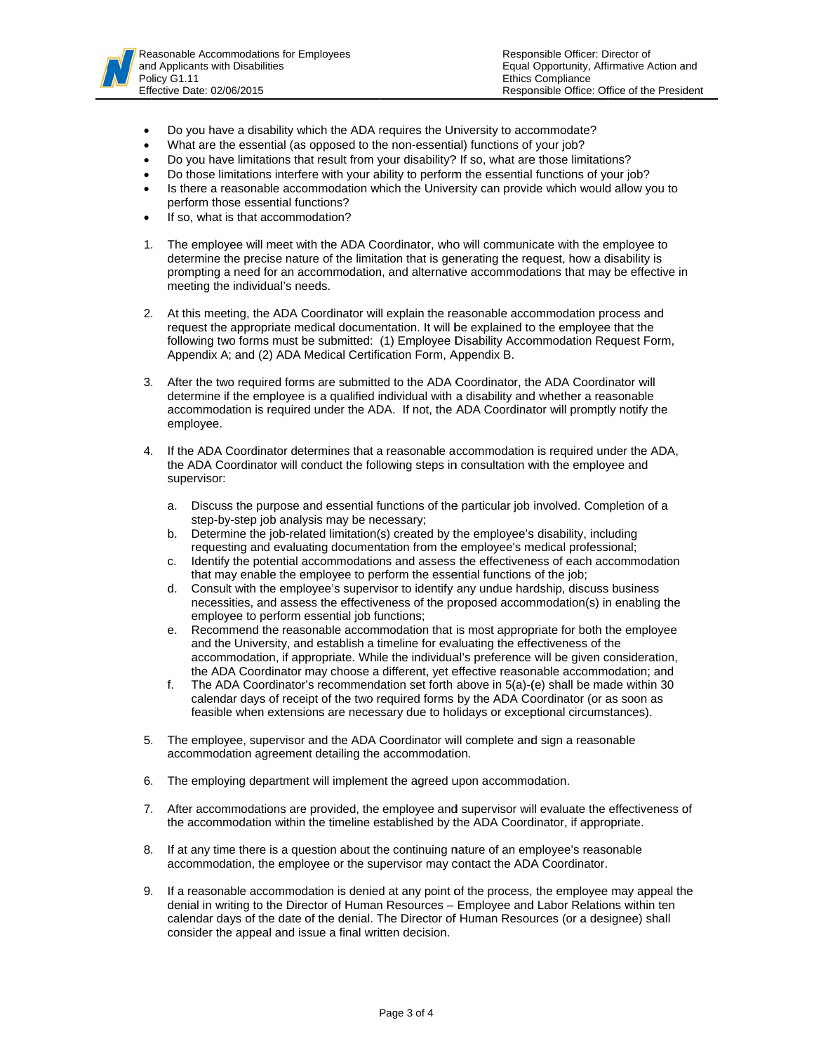- Do you have a disability which the ADA requires the University to accommodate?
- What are the essential (as opposed to the non-essential) functions of your job?
- Do you have limitations that result from your disability? If so, what are those limitations?
- Do those limitations interfere with your ability to perform the essential functions of your job?
- Is there a reasonable accommodation which the University can provide which would allow you to perform those essential functions?
- If so, what is that accommodation?

1. The employee will meet with the ADA Coordinator, who will communicate with the employee to determine the precise nature of the limitation that is generating the request, how a disability is prompting a need for an accommodation, and alternative accommodations that may be effective in meeting the individual's needs.

2. At this meeting, the ADA Coordinator will explain the reasonable accommodation process and request the appropriate medical documentation. It will be explained to the employee that the following two forms must be submitted: (1) Employee Disability Accommodation Request Form, Appendix A; and (2) ADA Medical Certification Form, Appendix B.

3. After the two required forms are submitted to the ADA Coordinator, the ADA Coordinator will determine if the employee is a qualified individual with a disability and whether a reasonable accommodation is required under the ADA. If not, the ADA Coordinator will promptly notify the employee.

4. If the ADA Coordinator determines that a reasonable accommodation is required under the ADA, the ADA Coordinator will conduct the following steps in consultation with the employee and supervisor:

   a. Discuss the purpose and essential functions of the particular job involved. Completion of a step-by-step job analysis may be necessary;
   b. Determine the job-related limitation(s) created by the employee's disability, including requesting and evaluating documentation from the employee's medical professional;
   c. Identify the potential accommodations and assess the effectiveness of each accommodation that may enable the employee to perform the essential functions of the job;
   d. Consult with the employee's supervisor to identify any undue hardship, discuss business necessities, and assess the effectiveness of the proposed accommodation(s) in enabling the employee to perform essential job functions;
   e. Recommend the reasonable accommodation that is most appropriate for both the employee and the University, and establish a timeline for evaluating the effectiveness of the accommodation, if appropriate. While the individual's preference will be given consideration, the ADA Coordinator may choose a different, yet effective reasonable accommodation; and
   f. The ADA Coordinator's recommendation set forth above in 5(a)-(e) shall be made within 30 calendar days of receipt of the two required forms by the ADA Coordinator (or as soon as feasible when extensions are necessary due to holidays or exceptional circumstances).

5. The employee, supervisor and the ADA Coordinator will complete and sign a reasonable accommodation agreement detailing the accommodation.

6. The employing department will implement the agreed upon accommodation.

7. After accommodations are provided, the employee and supervisor will evaluate the effectiveness of the accommodation within the timeline established by the ADA Coordinator, if appropriate.

8. If at any time there is a question about the continuing nature of an employee's reasonable accommodation, the employee or the supervisor may contact the ADA Coordinator.

9. If a reasonable accommodation is denied at any point of the process, the employee may appeal the denial in writing to the Director of Human Resources – Employee and Labor Relations within ten calendar days of the date of the denial. The Director of Human Resources (or a designee) shall consider the appeal and issue a final written decision.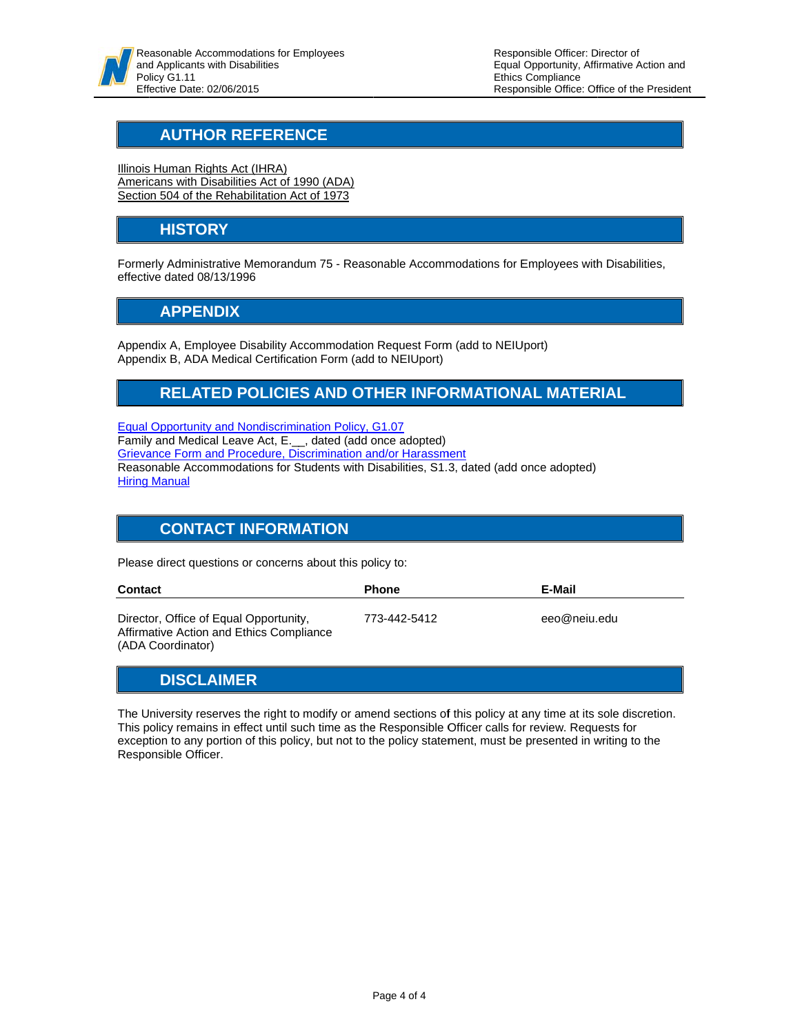## AUTHOR REFERENCE

Illinois Human Rights Act (IHRA)
Americans with Disabilities Act of 1990 (ADA)
Section 504 of the Rehabilitation Act of 1973

## HISTORY

Formerly Administrative Memorandum 75 - Reasonable Accommodations for Employees with Disabilities, effective dated 08/13/1996

## APPENDIX

Appendix A, Employee Disability Accommodation Request Form (add to NEIUport)
Appendix B, ADA Medical Certification Form (add to NEIUport)

## RELATED POLICIES AND OTHER INFORMATIONAL MATERIAL

Equal Opportunity and Nondiscrimination Policy, G1.07
Family and Medical Leave Act, E.__, dated (add once adopted)
Grievance Form and Procedure, Discrimination and/or Harassment
Reasonable Accommodations for Students with Disabilities, S1.3, dated (add once adopted)
Hiring Manual

## CONTACT INFORMATION

Please direct questions or concerns about this policy to:

| Contact | Phone | E-Mail |
|---|---|---|
| Director, Office of Equal Opportunity, Affirmative Action and Ethics Compliance (ADA Coordinator) | 773-442-5412 | eeo@neiu.edu |

## DISCLAIMER

The University reserves the right to modify or amend sections of this policy at any time at its sole discretion. This policy remains in effect until such time as the Responsible Officer calls for review. Requests for exception to any portion of this policy, but not to the policy statement, must be presented in writing to the Responsible Officer.